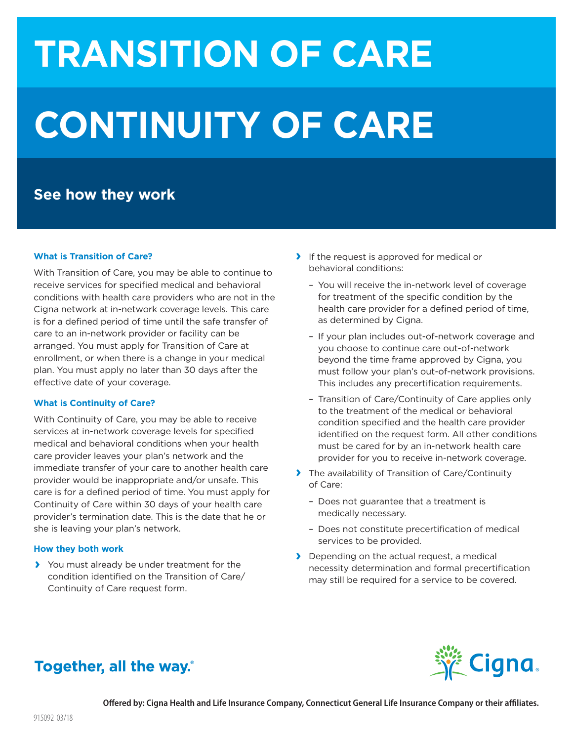# TRANSITION OF CARE

# CONTINUITY OF CARE

## See how they work

### What is Transition of Care?

With Transition of Care, you may be able to continue to receive services for specified medical and behavioral conditions with health care providers who are not in the Cigna network at in-network coverage levels. This care is for a defined period of time until the safe transfer of care to an in-network provider or facility can be arranged. You must apply for Transition of Care at enrollment, or when there is a change in your medical plan. You must apply no later than 30 days after the effective date of your coverage.

### What is Continuity of Care?

With Continuity of Care, you may be able to receive services at in-network coverage levels for specified medical and behavioral conditions when your health care provider leaves your plan's network and the immediate transfer of your care to another health care provider would be inappropriate and/or unsafe. This care is for a defined period of time. You must apply for Continuity of Care within 30 days of your health care provider's termination date. This is the date that he or she is leaving your plan's network.

### How they both work

- You must already be under treatment for the condition identified on the Transition of Care/ Continuity of Care request form.
- If the request is approved for medical or behavioral conditions:
  - You will receive the in-network level of coverage for treatment of the specific condition by the health care provider for a defined period of time, as determined by Cigna.
  - If your plan includes out-of-network coverage and you choose to continue care out-of-network beyond the time frame approved by Cigna, you must follow your plan's out-of-network provisions. This includes any precertification requirements.
  - Transition of Care/Continuity of Care applies only to the treatment of the medical or behavioral condition specified and the health care provider identified on the request form. All other conditions must be cared for by an in-network health care provider for you to receive in-network coverage.
- The availability of Transition of Care/Continuity of Care:
  - Does not guarantee that a treatment is medically necessary.
  - Does not constitute precertification of medical services to be provided.
- Depending on the actual request, a medical necessity determination and formal precertification may still be required for a service to be covered.

Together, all the way.®

Cigna.

**Offered by: Cigna Health and Life Insurance Company, Connecticut General Life Insurance Company or their affiliates.**

915092 03/18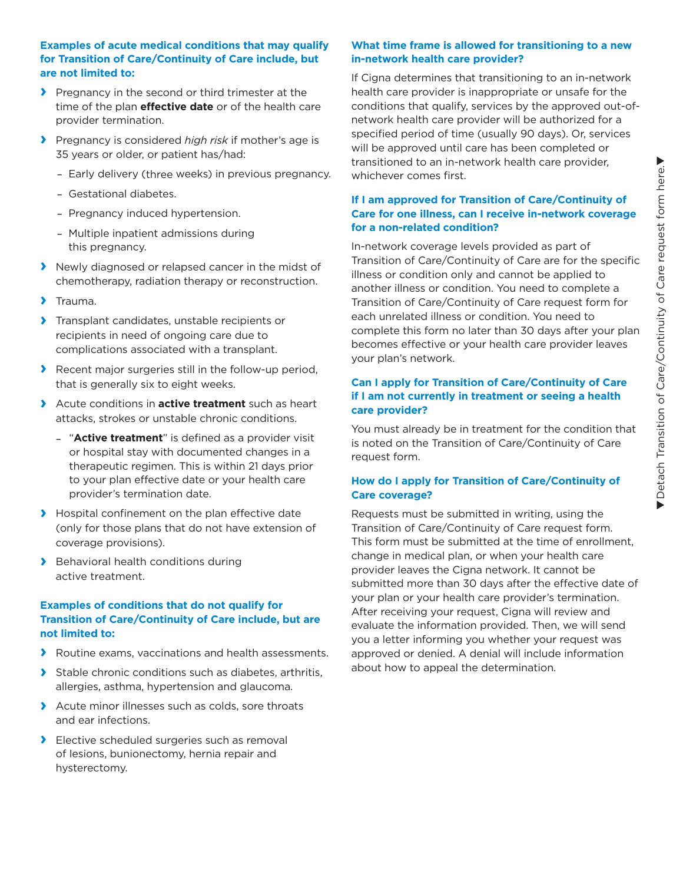### Examples of acute medical conditions that may qualify for Transition of Care/Continuity of Care include, but are not limited to:

- Pregnancy in the second or third trimester at the time of the plan **effective date** or of the health care provider termination.
- Pregnancy is considered *high risk* if mother's age is 35 years or older, or patient has/had:
  - Early delivery (three weeks) in previous pregnancy.
  - Gestational diabetes.
  - Pregnancy induced hypertension.
  - Multiple inpatient admissions during this pregnancy.
- Newly diagnosed or relapsed cancer in the midst of chemotherapy, radiation therapy or reconstruction.
- Trauma.
- Transplant candidates, unstable recipients or recipients in need of ongoing care due to complications associated with a transplant.
- Recent major surgeries still in the follow-up period, that is generally six to eight weeks.
- Acute conditions in **active treatment** such as heart attacks, strokes or unstable chronic conditions.
  - "**Active treatment**" is defined as a provider visit or hospital stay with documented changes in a therapeutic regimen. This is within 21 days prior to your plan effective date or your health care provider's termination date.
- Hospital confinement on the plan effective date (only for those plans that do not have extension of coverage provisions).
- Behavioral health conditions during active treatment.

### Examples of conditions that do not qualify for Transition of Care/Continuity of Care include, but are not limited to:

- Routine exams, vaccinations and health assessments.
- Stable chronic conditions such as diabetes, arthritis, allergies, asthma, hypertension and glaucoma.
- Acute minor illnesses such as colds, sore throats and ear infections.
- Elective scheduled surgeries such as removal of lesions, bunionectomy, hernia repair and hysterectomy.

### What time frame is allowed for transitioning to a new in-network health care provider?

If Cigna determines that transitioning to an in-network health care provider is inappropriate or unsafe for the conditions that qualify, services by the approved out-of-network health care provider will be authorized for a specified period of time (usually 90 days). Or, services will be approved until care has been completed or transitioned to an in-network health care provider, whichever comes first.

### If I am approved for Transition of Care/Continuity of Care for one illness, can I receive in-network coverage for a non-related condition?

In-network coverage levels provided as part of Transition of Care/Continuity of Care are for the specific illness or condition only and cannot be applied to another illness or condition. You need to complete a Transition of Care/Continuity of Care request form for each unrelated illness or condition. You need to complete this form no later than 30 days after your plan becomes effective or your health care provider leaves your plan's network.

### Can I apply for Transition of Care/Continuity of Care if I am not currently in treatment or seeing a health care provider?

You must already be in treatment for the condition that is noted on the Transition of Care/Continuity of Care request form.

### How do I apply for Transition of Care/Continuity of Care coverage?

Requests must be submitted in writing, using the Transition of Care/Continuity of Care request form. This form must be submitted at the time of enrollment, change in medical plan, or when your health care provider leaves the Cigna network. It cannot be submitted more than 30 days after the effective date of your plan or your health care provider's termination. After receiving your request, Cigna will review and evaluate the information provided. Then, we will send you a letter informing you whether your request was approved or denied. A denial will include information about how to appeal the determination.

▼ Detach Transition of Care/Continuity of Care request form here. ▼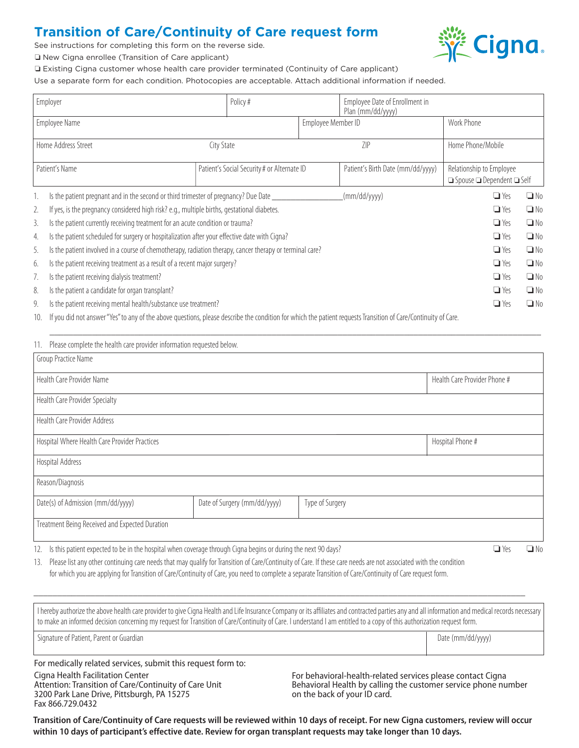# Transition of Care/Continuity of Care request form

See instructions for completing this form on the reverse side.

❑ New Cigna enrollee (Transition of Care applicant)

❑ Existing Cigna customer whose health care provider terminated (Continuity of Care applicant)

Use a separate form for each condition. Photocopies are acceptable. Attach additional information if needed.

| Employer | | Policy # | Employee Date of Enrollment in Plan (mm/dd/yyyy) | |
|---|---|---|---|---|
| Employee Name | | Employee Member ID | | Work Phone |
| Home Address Street | City State | ZIP | | Home Phone/Mobile |
| Patient's Name | Patient's Social Security # or Alternate ID | | Patient's Birth Date (mm/dd/yyyy) | Relationship to Employee ❑ Spouse ❑ Dependent ❑ Self |

1. Is the patient pregnant and in the second or third trimester of pregnancy? Due Date ________________(mm/dd/yyyy) ❑ Yes ❑ No
2. If yes, is the pregnancy considered high risk? e.g., multiple births, gestational diabetes. ❑ Yes ❑ No
3. Is the patient currently receiving treatment for an acute condition or trauma? ❑ Yes ❑ No
4. Is the patient scheduled for surgery or hospitalization after your effective date with Cigna? ❑ Yes ❑ No
5. Is the patient involved in a course of chemotherapy, radiation therapy, cancer therapy or terminal care? ❑ Yes ❑ No
6. Is the patient receiving treatment as a result of a recent major surgery? ❑ Yes ❑ No
7. Is the patient receiving dialysis treatment? ❑ Yes ❑ No
8. Is the patient a candidate for organ transplant? ❑ Yes ❑ No
9. Is the patient receiving mental health/substance use treatment? ❑ Yes ❑ No
10. If you did not answer "Yes" to any of the above questions, please describe the condition for which the patient requests Transition of Care/Continuity of Care.

_______________________________________________________________________________

11. Please complete the health care provider information requested below.

| Group Practice Name | | |
|---|---|---|
| Health Care Provider Name | | Health Care Provider Phone # |
| Health Care Provider Specialty | | |
| Health Care Provider Address | | |
| Hospital Where Health Care Provider Practices | | Hospital Phone # |
| Hospital Address | | |
| Reason/Diagnosis | | |
| Date(s) of Admission (mm/dd/yyyy) | Date of Surgery (mm/dd/yyyy) | Type of Surgery |
| Treatment Being Received and Expected Duration | | |

12. Is this patient expected to be in the hospital when coverage through Cigna begins or during the next 90 days? ❑ Yes ❑ No
13. Please list any other continuing care needs that may qualify for Transition of Care/Continuity of Care. If these care needs are not associated with the condition for which you are applying for Transition of Care/Continuity of Care, you need to complete a separate Transition of Care/Continuity of Care request form.

_______________________________________________________________________________

| I hereby authorize the above health care provider to give Cigna Health and Life Insurance Company or its affiliates and contracted parties any and all information and medical records necessary to make an informed decision concerning my request for Transition of Care/Continuity of Care. I understand I am entitled to a copy of this authorization request form. | |
|---|---|
| Signature of Patient, Parent or Guardian | Date (mm/dd/yyyy) |

For medically related services, submit this request form to:

Cigna Health Facilitation Center
Attention: Transition of Care/Continuity of Care Unit
3200 Park Lane Drive, Pittsburgh, PA 15275
Fax 866.729.0432

For behavioral-health-related services please contact Cigna Behavioral Health by calling the customer service phone number on the back of your ID card.

**Transition of Care/Continuity of Care requests will be reviewed within 10 days of receipt. For new Cigna customers, review will occur within 10 days of participant's effective date. Review for organ transplant requests may take longer than 10 days.**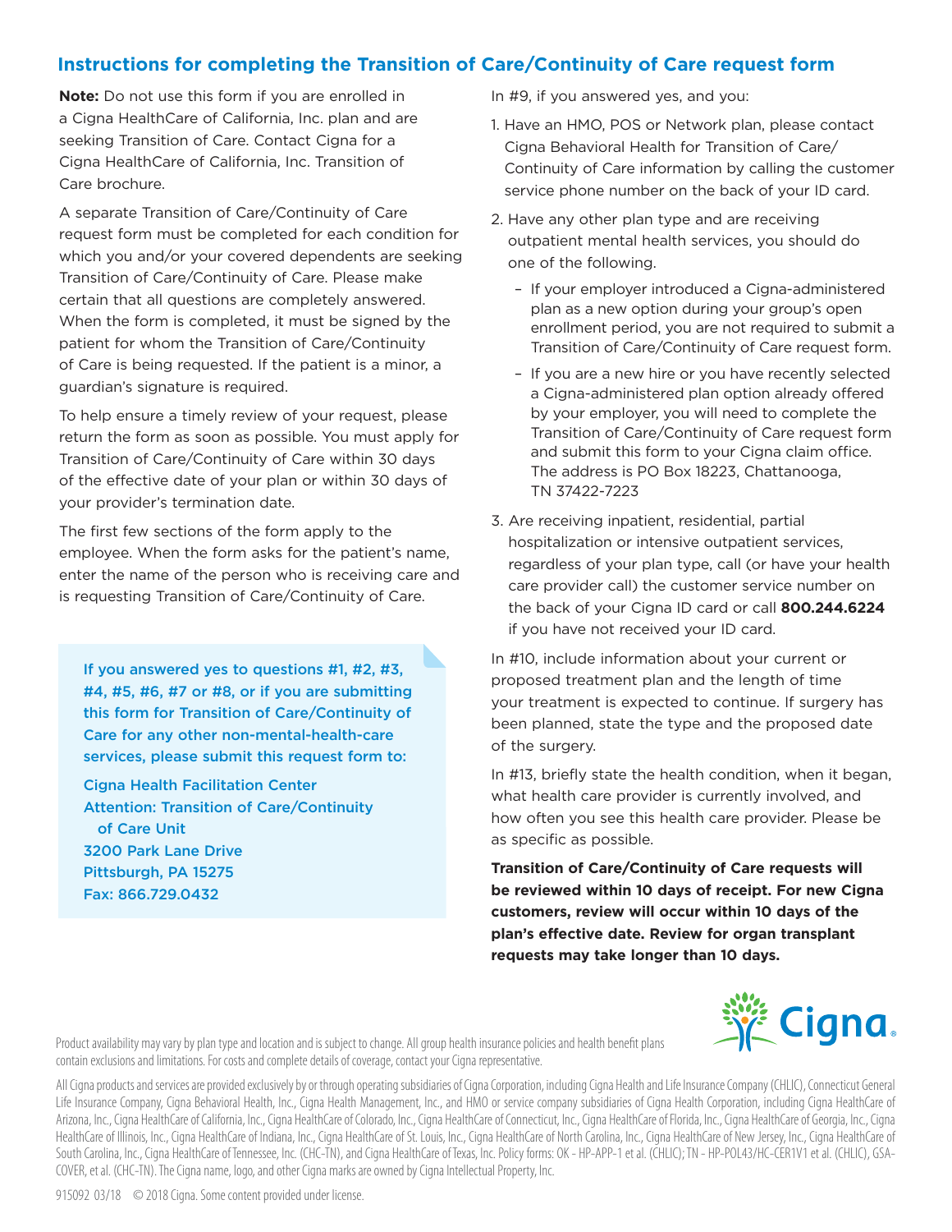## Instructions for completing the Transition of Care/Continuity of Care request form

**Note:** Do not use this form if you are enrolled in a Cigna HealthCare of California, Inc. plan and are seeking Transition of Care. Contact Cigna for a Cigna HealthCare of California, Inc. Transition of Care brochure.

A separate Transition of Care/Continuity of Care request form must be completed for each condition for which you and/or your covered dependents are seeking Transition of Care/Continuity of Care. Please make certain that all questions are completely answered. When the form is completed, it must be signed by the patient for whom the Transition of Care/Continuity of Care is being requested. If the patient is a minor, a guardian's signature is required.

To help ensure a timely review of your request, please return the form as soon as possible. You must apply for Transition of Care/Continuity of Care within 30 days of the effective date of your plan or within 30 days of your provider's termination date.

The first few sections of the form apply to the employee. When the form asks for the patient's name, enter the name of the person who is receiving care and is requesting Transition of Care/Continuity of Care.

**If you answered yes to questions #1, #2, #3, #4, #5, #6, #7 or #8, or if you are submitting this form for Transition of Care/Continuity of Care for any other non-mental-health-care services, please submit this request form to:**

**Cigna Health Facilitation Center**
**Attention: Transition of Care/Continuity of Care Unit**
**3200 Park Lane Drive**
**Pittsburgh, PA 15275**
**Fax: 866.729.0432**

In #9, if you answered yes, and you:

1. Have an HMO, POS or Network plan, please contact Cigna Behavioral Health for Transition of Care/Continuity of Care information by calling the customer service phone number on the back of your ID card.
2. Have any other plan type and are receiving outpatient mental health services, you should do one of the following.
   - If your employer introduced a Cigna-administered plan as a new option during your group's open enrollment period, you are not required to submit a Transition of Care/Continuity of Care request form.
   - If you are a new hire or you have recently selected a Cigna-administered plan option already offered by your employer, you will need to complete the Transition of Care/Continuity of Care request form and submit this form to your Cigna claim office. The address is PO Box 18223, Chattanooga, TN 37422-7223
3. Are receiving inpatient, residential, partial hospitalization or intensive outpatient services, regardless of your plan type, call (or have your health care provider call) the customer service number on the back of your Cigna ID card or call **800.244.6224** if you have not received your ID card.

In #10, include information about your current or proposed treatment plan and the length of time your treatment is expected to continue. If surgery has been planned, state the type and the proposed date of the surgery.

In #13, briefly state the health condition, when it began, what health care provider is currently involved, and how often you see this health care provider. Please be as specific as possible.

**Transition of Care/Continuity of Care requests will be reviewed within 10 days of receipt. For new Cigna customers, review will occur within 10 days of the plan's effective date. Review for organ transplant requests may take longer than 10 days.**

Cigna

Product availability may vary by plan type and location and is subject to change. All group health insurance policies and health benefit plans contain exclusions and limitations. For costs and complete details of coverage, contact your Cigna representative.

All Cigna products and services are provided exclusively by or through operating subsidiaries of Cigna Corporation, including Cigna Health and Life Insurance Company (CHLIC), Connecticut General Life Insurance Company, Cigna Behavioral Health, Inc., Cigna Health Management, Inc., and HMO or service company subsidiaries of Cigna Health Corporation, including Cigna HealthCare of Arizona, Inc., Cigna HealthCare of California, Inc., Cigna HealthCare of Colorado, Inc., Cigna HealthCare of Connecticut, Inc., Cigna HealthCare of Florida, Inc., Cigna HealthCare of Georgia, Inc., Cigna HealthCare of Illinois, Inc., Cigna HealthCare of Indiana, Inc., Cigna HealthCare of St. Louis, Inc., Cigna HealthCare of North Carolina, Inc., Cigna HealthCare of New Jersey, Inc., Cigna HealthCare of South Carolina, Inc., Cigna HealthCare of Tennessee, Inc. (CHC-TN), and Cigna HealthCare of Texas, Inc. Policy forms: OK - HP-APP-1 et al. (CHLIC); TN - HP-POL43/HC-CER1V1 et al. (CHLIC), GSA-COVER, et al. (CHC-TN). The Cigna name, logo, and other Cigna marks are owned by Cigna Intellectual Property, Inc.

915092 03/18 © 2018 Cigna. Some content provided under license.